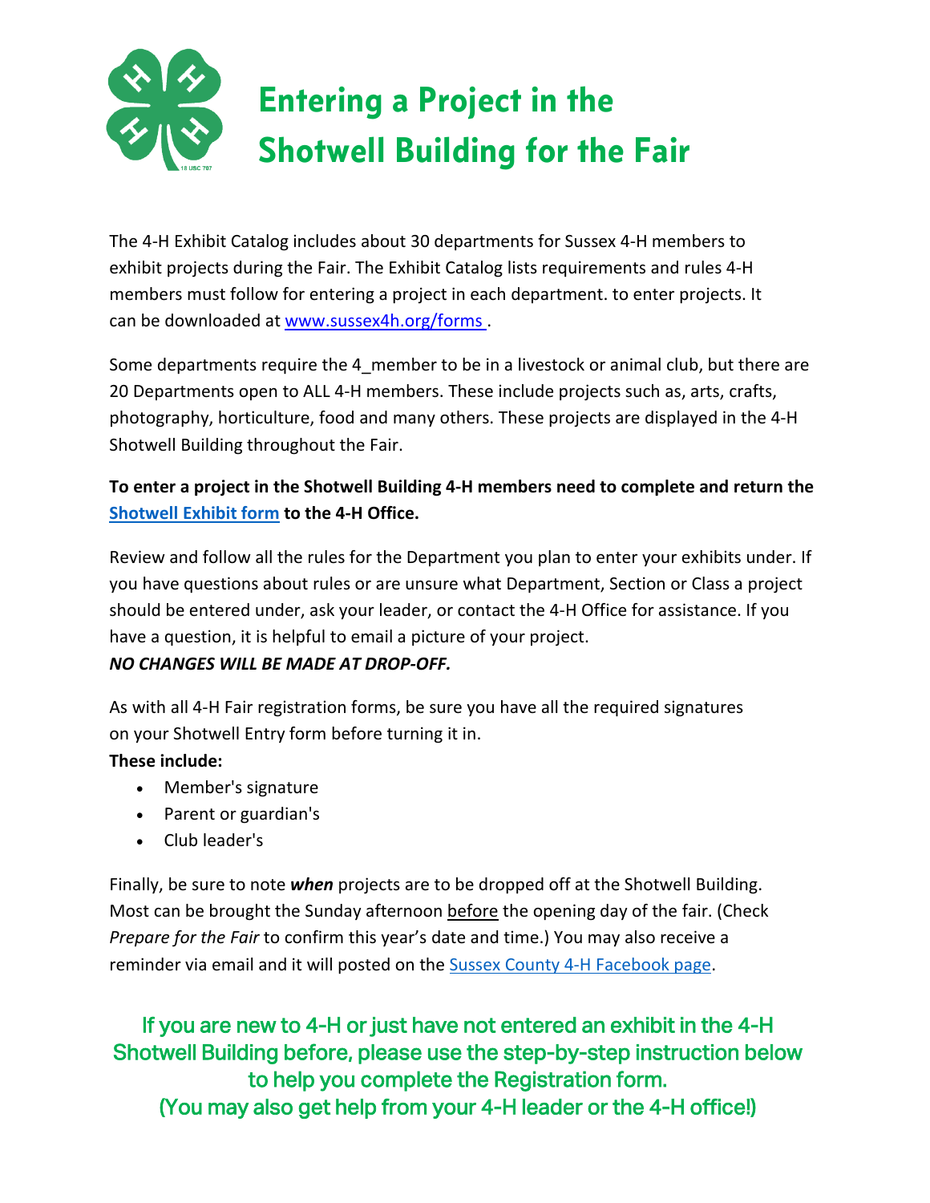# Entering a Project in the Shotwell Building for the Fair

The 4-H Exhibit Catalog includes about 30 departments for Sussex 4-H members to exhibit projects during the Fair. The Exhibit Catalog lists requirements and rules 4-H members must follow for entering a project in each department. to enter projects. It can be downloaded at [www.sussex4h.org/forms](www.sussex4h.org/forms) .

Some departments require the 4_member to be in a livestock or animal club, but there are 20 Departments open to ALL 4-H members. These include projects such as, arts, crafts, photography, horticulture, food and many others. These projects are displayed in the 4-H Shotwell Building throughout the Fair.

**To enter a project in the Shotwell Building 4-H members need to complete and return the [Shotwell Exhibit form](#) to the 4-H Office.**

Review and follow all the rules for the Department you plan to enter your exhibits under. If you have questions about rules or are unsure what Department, Section or Class a project should be entered under, ask your leader, or contact the 4-H Office for assistance. If you have a question, it is helpful to email a picture of your project.
***NO CHANGES WILL BE MADE AT DROP-OFF.***

As with all 4-H Fair registration forms, be sure you have all the required signatures on your Shotwell Entry form before turning it in.
**These include:**

- Member's signature
- Parent or guardian's
- Club leader's

Finally, be sure to note ***when*** projects are to be dropped off at the Shotwell Building. Most can be brought the Sunday afternoon before the opening day of the fair. (Check *Prepare for the Fair* to confirm this year's date and time.) You may also receive a reminder via email and it will posted on the [Sussex County 4-H Facebook page](#).

If you are new to 4-H or just have not entered an exhibit in the 4-H Shotwell Building before, please use the step-by-step instruction below to help you complete the Registration form.
(You may also get help from your 4-H leader or the 4-H office!)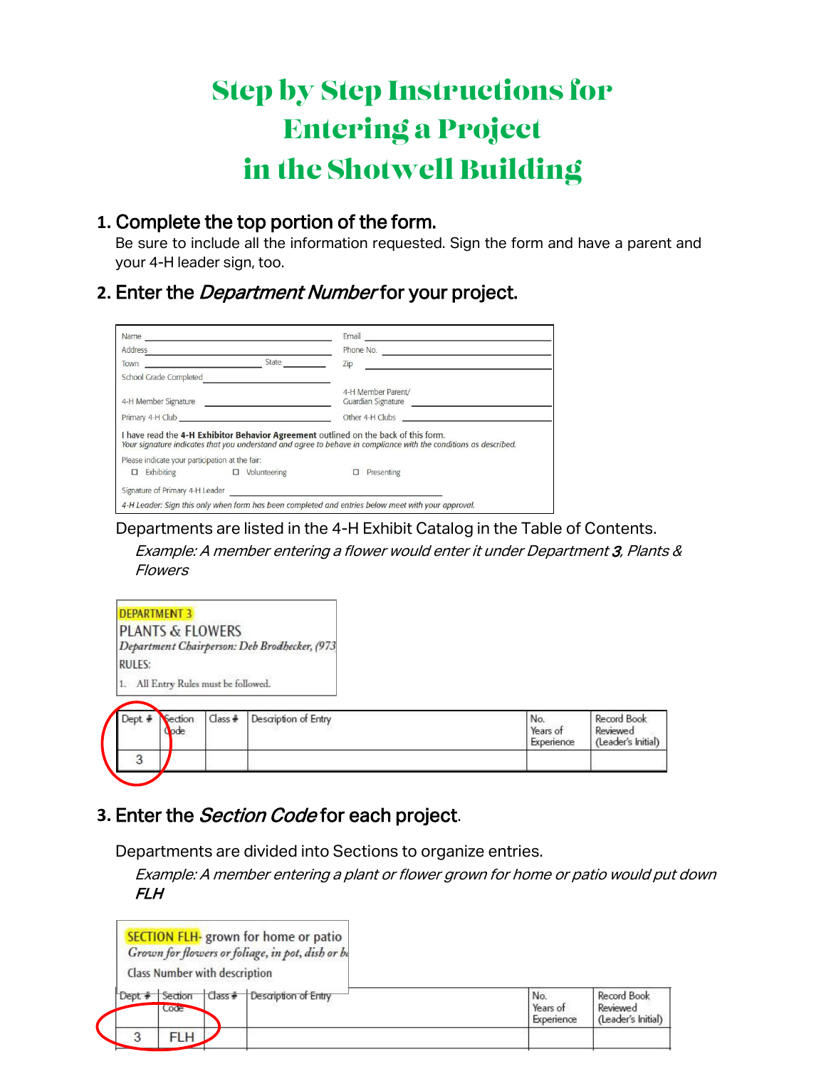# Step by Step Instructions for Entering a Project in the Shotwell Building

1. **Complete the top portion of the form.**
   Be sure to include all the information requested. Sign the form and have a parent and your 4-H leader sign, too.

2. **Enter the *Department Number* for your project.**

| | |
|---|---|
| Name ______ | Email ______ |
| Address ______ | Phone No. ______ |
| Town ______ State ______ | Zip ______ |
| School Grade Completed ______ | |
| 4-H Member Signature ______ | 4-H Member Parent/ Guardian Signature ______ |
| Primary 4-H Club ______ | Other 4-H Clubs ______ |

I have read the **4-H Exhibitor Behavior Agreement** outlined on the back of this form.
*Your signature indicates that you understand and agree to behave in compliance with the conditions as described.*

Please indicate your participation at the fair:
☐ Exhibiting ☐ Volunteering ☐ Presenting

Signature of Primary 4-H Leader ______

*4-H Leader: Sign this only when form has been completed and entries below meet with your approval.*

Departments are listed in the 4-H Exhibit Catalog in the Table of Contents.

*Example: A member entering a flower would enter it under Department **3**, Plants & Flowers*

DEPARTMENT 3
PLANTS & FLOWERS
*Department Chairperson: Deb Brodbecker, (973*
RULES:
1. All Entry Rules must be followed.

| Dept. # | Section Code | Class # | Description of Entry | No. Years of Experience | Record Book Reviewed (Leader's Initial) |
|---|---|---|---|---|---|
| 3 | | | | | |

3. **Enter the *Section Code* for each project.**

Departments are divided into Sections to organize entries.

*Example: A member entering a plant or flower grown for home or patio would put down FLH*

SECTION FLH- grown for home or patio
*Grown for flowers or foliage, in pot, dish or b*
Class Number with description

| Dept. # | Section Code | Class # | Description of Entry | No. Years of Experience | Record Book Reviewed (Leader's Initial) |
|---|---|---|---|---|---|
| 3 | FLH | | | | |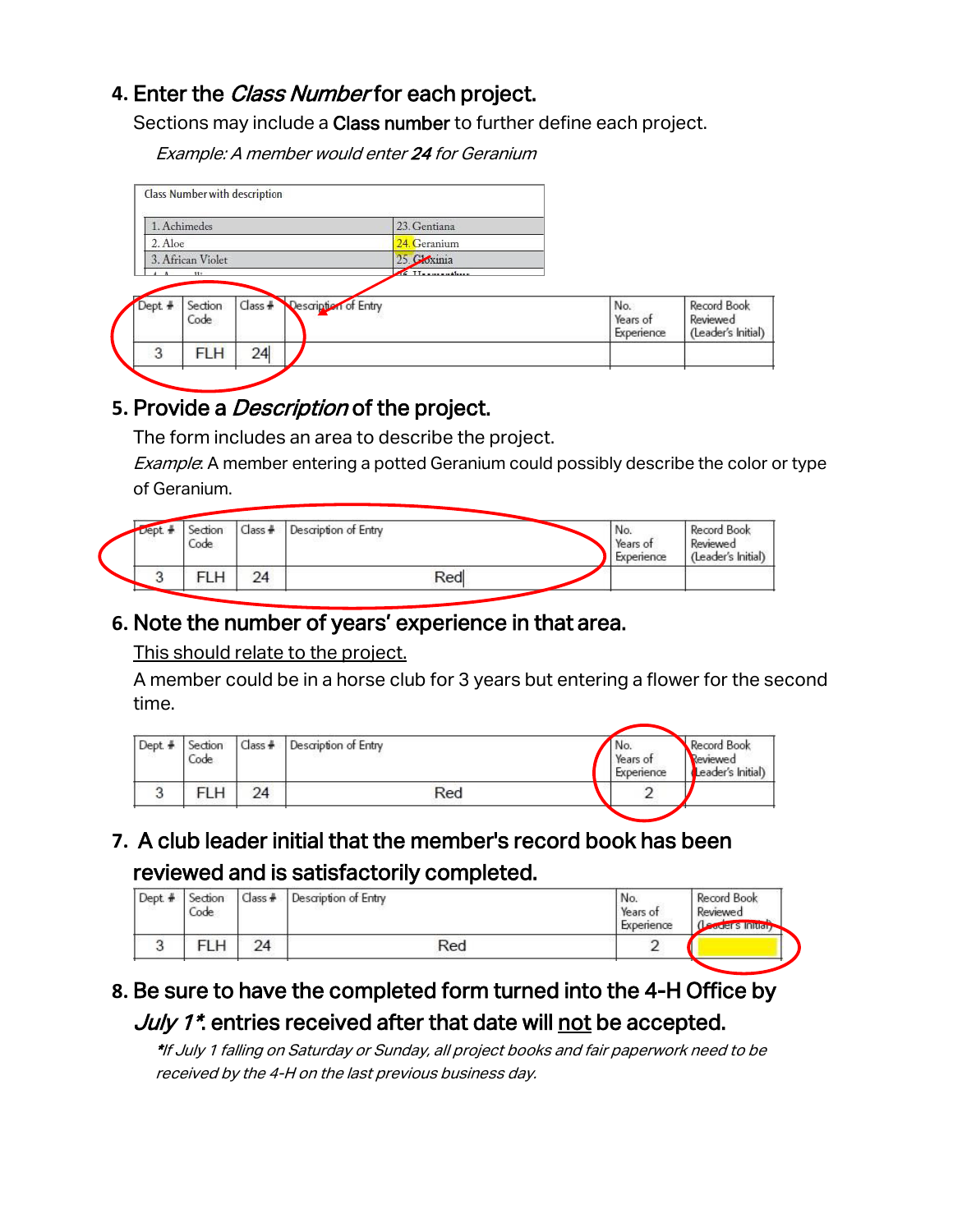4. **Enter the *Class Number* for each project.**

   Sections may include a **Class number** to further define each project.

   *Example: A member would enter **24** for Geranium*

| Class Number with description | |
|---|---|
| 1. Achimedes | 23. Gentiana |
| 2. Aloe | 24. Geranium |
| 3. African Violet | 25. Gloxinia |

| Dept # | Section Code | Class # | Description of Entry | No. Years of Experience | Record Book Reviewed (Leader's Initial) |
|---|---|---|---|---|---|
| 3 | FLH | 24 | | | |

5. **Provide a *Description* of the project.**

   The form includes an area to describe the project.

   *Example*: A member entering a potted Geranium could possibly describe the color or type of Geranium.

| Dept # | Section Code | Class # | Description of Entry | No. Years of Experience | Record Book Reviewed (Leader's Initial) |
|---|---|---|---|---|---|
| 3 | FLH | 24 | Red | | |

6. **Note the number of years' experience in that area.**

   <u>This should relate to the project.</u>

   A member could be in a horse club for 3 years but entering a flower for the second time.

| Dept # | Section Code | Class # | Description of Entry | No. Years of Experience | Record Book Reviewed (Leader's Initial) |
|---|---|---|---|---|---|
| 3 | FLH | 24 | Red | 2 | |

7. **A club leader initial that the member's record book has been reviewed and is satisfactorily completed.**

| Dept # | Section Code | Class # | Description of Entry | No. Years of Experience | Record Book Reviewed (Leader's Initial) |
|---|---|---|---|---|---|
| 3 | FLH | 24 | Red | 2 | |

8. **Be sure to have the completed form turned into the 4-H Office by *July 1\**. entries received after that date will <u>not</u> be accepted.**

   *\*If July 1 falling on Saturday or Sunday, all project books and fair paperwork need to be received by the 4-H on the last previous business day.*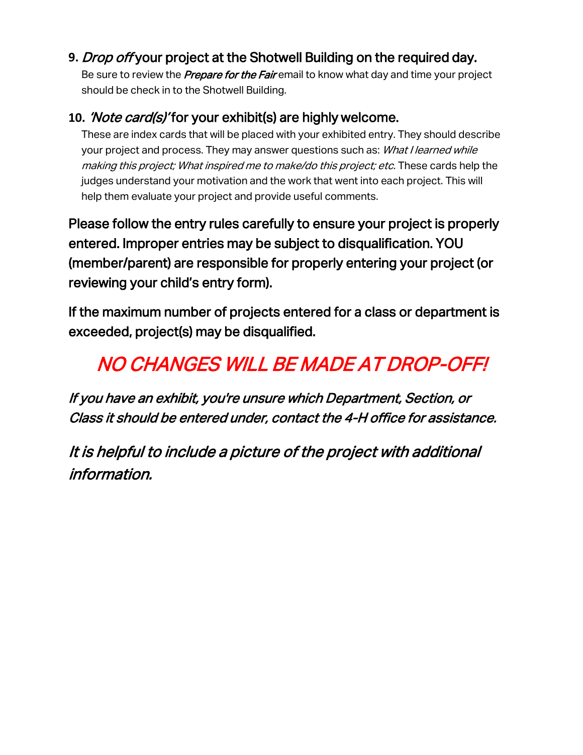9. ***Drop off*** **your project at the Shotwell Building on the required day.**
   Be sure to review the ***Prepare for the Fair*** email to know what day and time your project should be check in to the Shotwell Building.

10. ***'Note card(s)'*** **for your exhibit(s) are highly welcome.**
    These are index cards that will be placed with your exhibited entry. They should describe your project and process. They may answer questions such as: *What I learned while making this project; What inspired me to make/do this project; etc.* These cards help the judges understand your motivation and the work that went into each project. This will help them evaluate your project and provide useful comments.

**Please follow the entry rules carefully to ensure your project is properly entered. Improper entries may be subject to disqualification. YOU (member/parent) are responsible for properly entering your project (or reviewing your child's entry form).**

**If the maximum number of projects entered for a class or department is exceeded, project(s) may be disqualified.**

## *NO CHANGES WILL BE MADE AT DROP-OFF!*

***If you have an exhibit, you're unsure which Department, Section, or Class it should be entered under, contact the 4-H office for assistance.***

***It is helpful to include a picture of the project with additional information.***